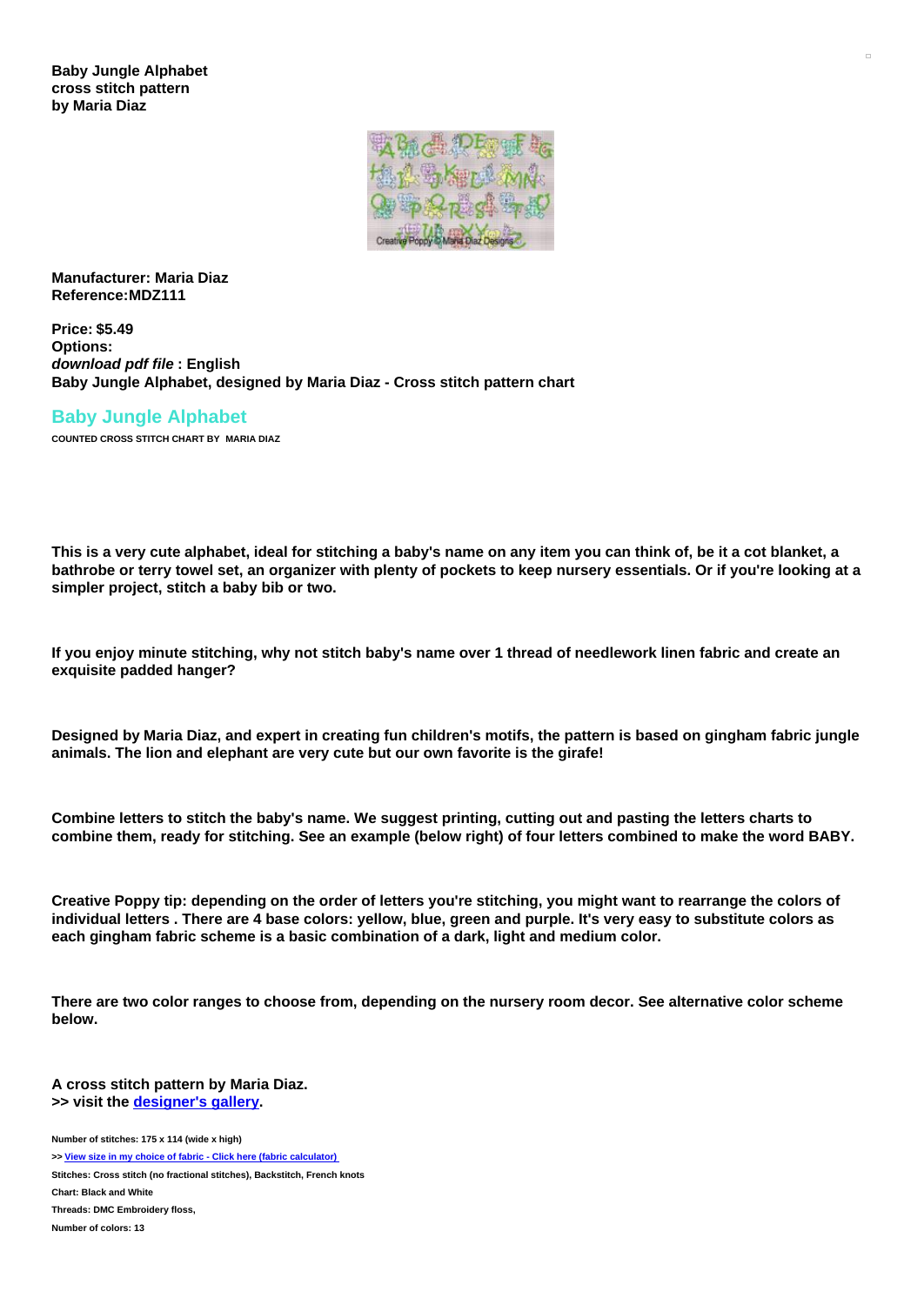**Baby Jungle Alphabet**
**cross stitch pattern**
**by Maria Diaz**

**Manufacturer: Maria Diaz**
**Reference:MDZ111**

**Price: $5.49**
**Options:**
***download pdf file* : English**
**Baby Jungle Alphabet, designed by Maria Diaz - Cross stitch pattern chart**

## Baby Jungle Alphabet

**COUNTED CROSS STITCH CHART BY MARIA DIAZ**

**This is a very cute alphabet, ideal for stitching a baby's name on any item you can think of, be it a cot blanket, a bathrobe or terry towel set, an organizer with plenty of pockets to keep nursery essentials. Or if you're looking at a simpler project, stitch a baby bib or two.**

**If you enjoy minute stitching, why not stitch baby's name over 1 thread of needlework linen fabric and create an exquisite padded hanger?**

**Designed by Maria Diaz, and expert in creating fun children's motifs, the pattern is based on gingham fabric jungle animals. The lion and elephant are very cute but our own favorite is the girafe!**

**Combine letters to stitch the baby's name. We suggest printing, cutting out and pasting the letters charts to combine them, ready for stitching. See an example (below right) of four letters combined to make the word BABY.**

**Creative Poppy tip: depending on the order of letters you're stitching, you might want to rearrange the colors of individual letters . There are 4 base colors: yellow, blue, green and purple. It's very easy to substitute colors as each gingham fabric scheme is a basic combination of a dark, light and medium color.**

**There are two color ranges to choose from, depending on the nursery room decor. See alternative color scheme below.**

**A cross stitch pattern by Maria Diaz.**
**>> visit the designer's gallery.**

**Number of stitches: 175 x 114 (wide x high)**
**>> View size in my choice of fabric - Click here (fabric calculator)**
**Stitches: Cross stitch (no fractional stitches), Backstitch, French knots**
**Chart: Black and White**
**Threads: DMC Embroidery floss,**
**Number of colors: 13**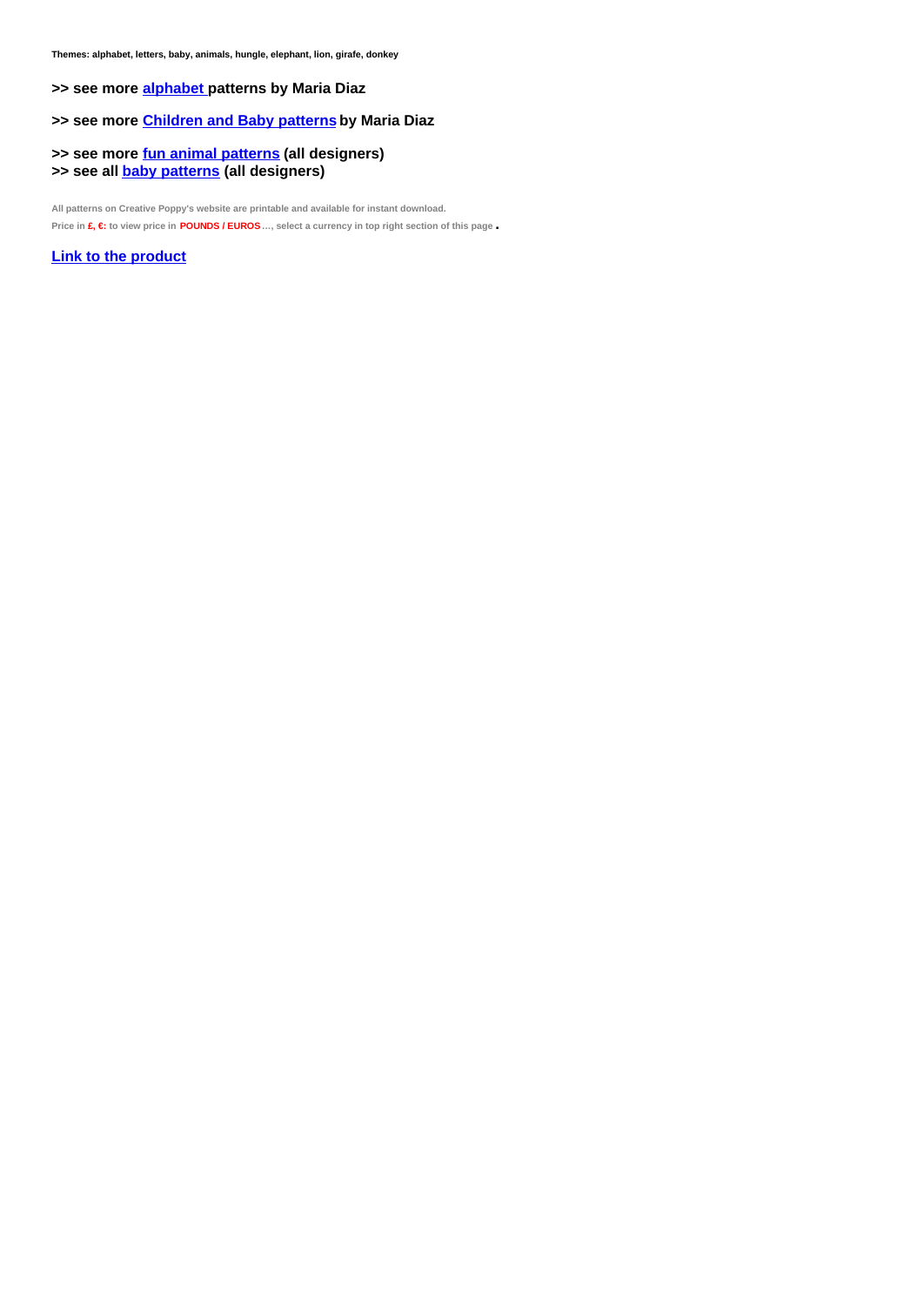**Themes: alphabet, letters, baby, animals, hungle, elephant, lion, girafe, donkey**

**>> see more alphabet patterns by Maria Diaz**

**>> see more Children and Baby patterns by Maria Diaz**

**>> see more fun animal patterns (all designers)**
**>> see all baby patterns (all designers)**

All patterns on Creative Poppy's website are printable and available for instant download.
Price in £, €: to view price in POUNDS / EUROS…, select a currency in top right section of this page .

**Link to the product**